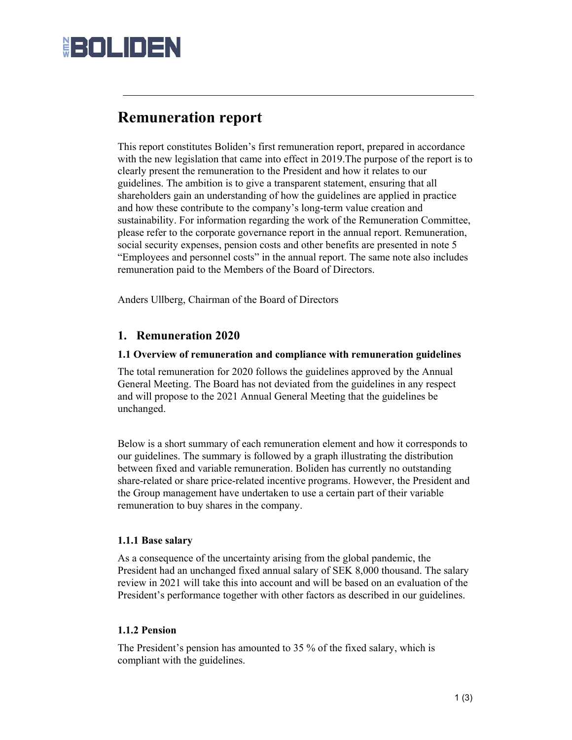# Remuneration report

This report constitutes Boliden's first remuneration report, prepared in accordance with the new legislation that came into effect in 2019.The purpose of the report is to clearly present the remuneration to the President and how it relates to our guidelines. The ambition is to give a transparent statement, ensuring that all shareholders gain an understanding of how the guidelines are applied in practice and how these contribute to the company's long-term value creation and sustainability. For information regarding the work of the Remuneration Committee, please refer to the corporate governance report in the annual report. Remuneration, social security expenses, pension costs and other benefits are presented in note 5 "Employees and personnel costs" in the annual report. The same note also includes remuneration paid to the Members of the Board of Directors.

Anders Ullberg, Chairman of the Board of Directors

## 1. Remuneration 2020

### 1.1 Overview of remuneration and compliance with remuneration guidelines

The total remuneration for 2020 follows the guidelines approved by the Annual General Meeting. The Board has not deviated from the guidelines in any respect and will propose to the 2021 Annual General Meeting that the guidelines be unchanged.

Below is a short summary of each remuneration element and how it corresponds to our guidelines. The summary is followed by a graph illustrating the distribution between fixed and variable remuneration. Boliden has currently no outstanding share-related or share price-related incentive programs. However, the President and the Group management have undertaken to use a certain part of their variable remuneration to buy shares in the company.

#### 1.1.1 Base salary

As a consequence of the uncertainty arising from the global pandemic, the President had an unchanged fixed annual salary of SEK 8,000 thousand. The salary review in 2021 will take this into account and will be based on an evaluation of the President's performance together with other factors as described in our guidelines.

#### 1.1.2 Pension

The President's pension has amounted to 35 % of the fixed salary, which is compliant with the guidelines.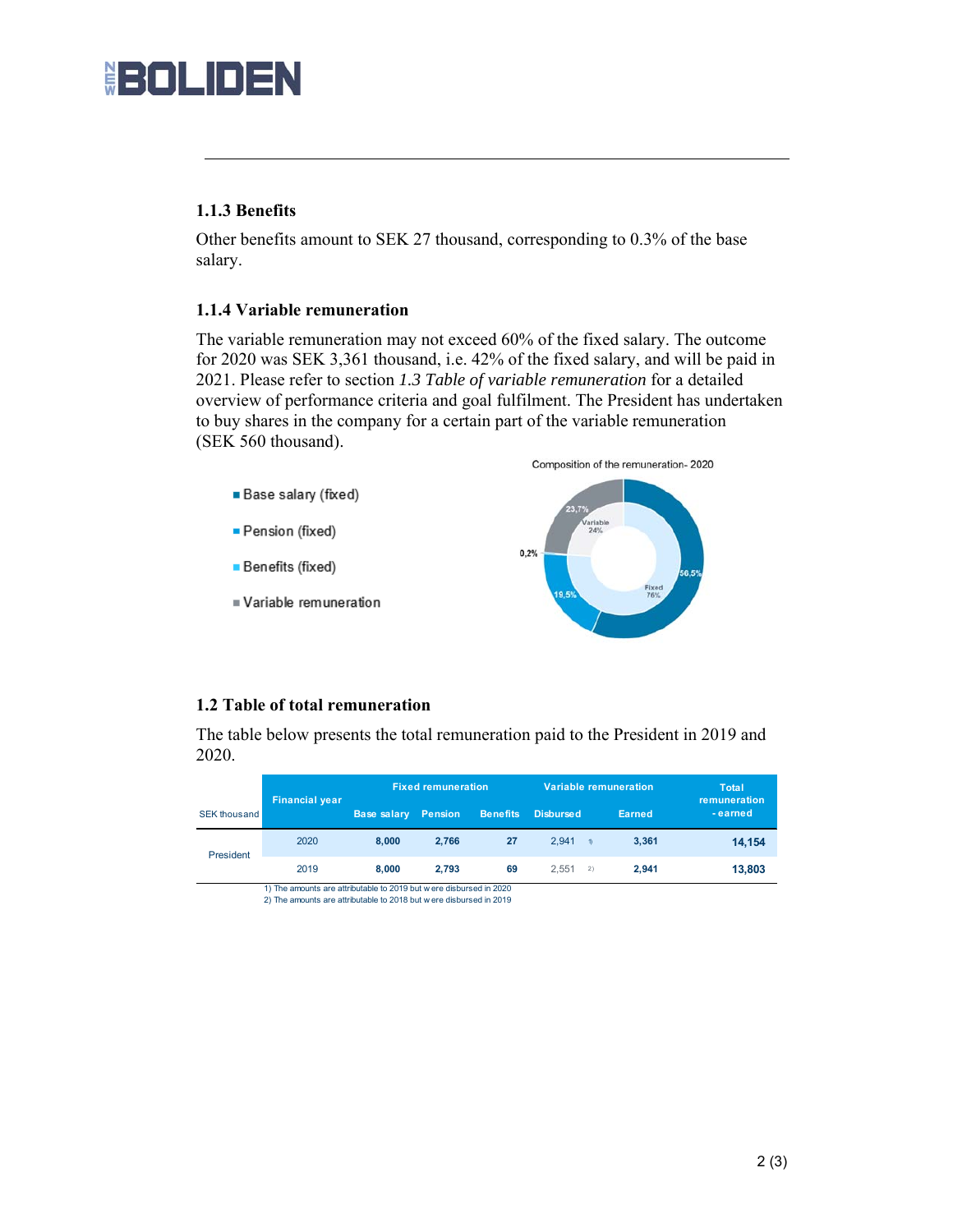### 1.1.3 Benefits

Other benefits amount to SEK 27 thousand, corresponding to 0.3% of the base salary.

### 1.1.4 Variable remuneration

The variable remuneration may not exceed 60% of the fixed salary. The outcome for 2020 was SEK 3,361 thousand, i.e. 42% of the fixed salary, and will be paid in 2021. Please refer to section *1.3 Table of variable remuneration* for a detailed overview of performance criteria and goal fulfilment. The President has undertaken to buy shares in the company for a certain part of the variable remuneration (SEK 560 thousand).

Composition of the remuneration- 2020

- Base salary (fixed)
- Pension (fixed)
- Benefits (fixed)
- Variable remuneration

23,7% | Variable 24% | 0,2% | 56,5% | 19,5% | Fixed 76%

## 1.2 Table of total remuneration

The table below presents the total remuneration paid to the President in 2019 and 2020.

| SEK thousand | Financial year | Fixed remuneration | | | Variable remuneration | | Total remuneration - earned |
|---|---|---|---|---|---|---|---|
| | | Base salary | Pension | Benefits | Disbursed | Earned | |
| President | 2020 | 8,000 | 2,766 | 27 | 2,941 [1] | 3,361 | 14,154 |
| | 2019 | 8,000 | 2,793 | 69 | 2,551 [2] | 2,941 | 13,803 |

1) The amounts are attributable to 2019 but were disbursed in 2020
2) The amounts are attributable to 2018 but were disbursed in 2019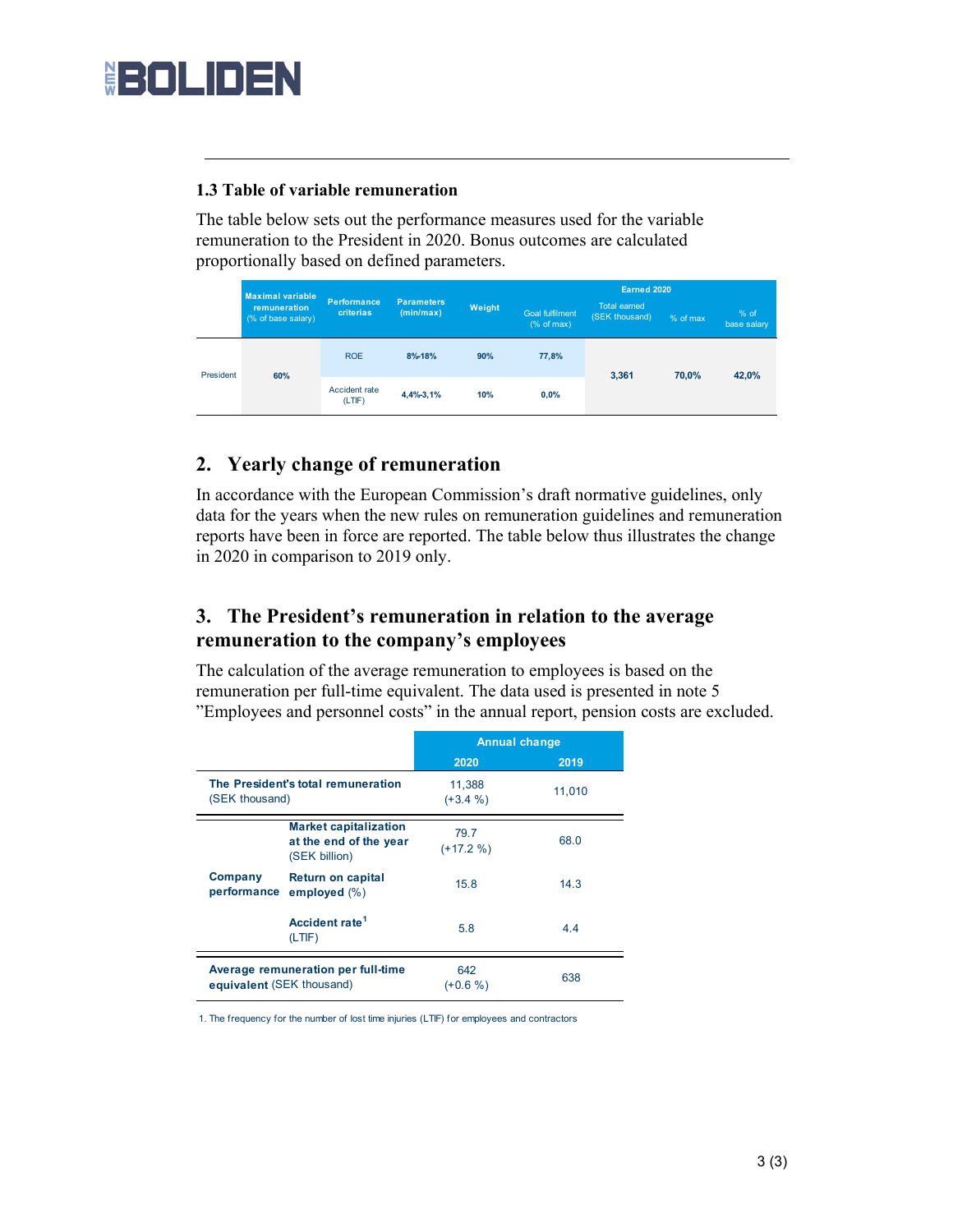### 1.3 Table of variable remuneration

The table below sets out the performance measures used for the variable remuneration to the President in 2020. Bonus outcomes are calculated proportionally based on defined parameters.

| | Maximal variable remuneration (% of base salary) | Performance criterias | Parameters (min/max) | Weight | Goal fulfilment (% of max) | Earned 2020 Total earned (SEK thousand) | % of max | % of base salary |
|---|---|---|---|---|---|---|---|---|
| President | 60% | ROE | 8%-18% | 90% | 77,8% | 3,361 | 70,0% | 42,0% |
| | | Accident rate (LTIF) | 4,4%-3,1% | 10% | 0,0% | | | |

## 2. Yearly change of remuneration

In accordance with the European Commission's draft normative guidelines, only data for the years when the new rules on remuneration guidelines and remuneration reports have been in force are reported. The table below thus illustrates the change in 2020 in comparison to 2019 only.

## 3. The President's remuneration in relation to the average remuneration to the company's employees

The calculation of the average remuneration to employees is based on the remuneration per full-time equivalent. The data used is presented in note 5 "Employees and personnel costs" in the annual report, pension costs are excluded.

| | | Annual change 2020 | 2019 |
|---|---|---|---|
| **The President's total remuneration** (SEK thousand) | | 11,388 (+3.4 %) | 11,010 |
| **Company performance** | **Market capitalization at the end of the year** (SEK billion) | 79.7 (+17.2 %) | 68.0 |
| | **Return on capital employed** (%) | 15.8 | 14.3 |
| | **Accident rate**[1] (LTIF) | 5.8 | 4.4 |
| **Average remuneration per full-time equivalent** (SEK thousand) | | 642 (+0.6 %) | 638 |

1. The frequency for the number of lost time injuries (LTIF) for employees and contractors